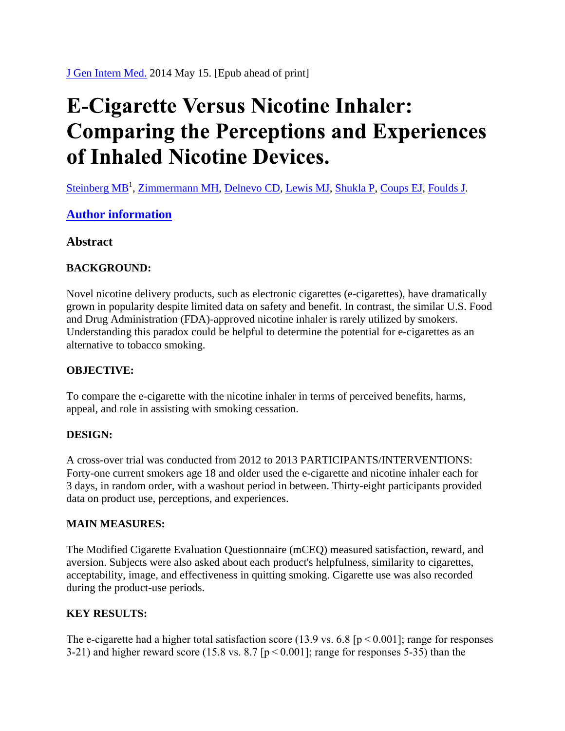J Gen Intern Med. 2014 May 15. [Epub ahead of print]

# E-Cigarette Versus Nicotine Inhaler: Comparing the Perceptions and Experiences of Inhaled Nicotine Devices.

Steinberg MB[1], Zimmermann MH, Delnevo CD, Lewis MJ, Shukla P, Coups EJ, Foulds J.

## Author information

### Abstract

#### BACKGROUND:

Novel nicotine delivery products, such as electronic cigarettes (e-cigarettes), have dramatically grown in popularity despite limited data on safety and benefit. In contrast, the similar U.S. Food and Drug Administration (FDA)-approved nicotine inhaler is rarely utilized by smokers. Understanding this paradox could be helpful to determine the potential for e-cigarettes as an alternative to tobacco smoking.

#### OBJECTIVE:

To compare the e-cigarette with the nicotine inhaler in terms of perceived benefits, harms, appeal, and role in assisting with smoking cessation.

#### DESIGN:

A cross-over trial was conducted from 2012 to 2013 PARTICIPANTS/INTERVENTIONS: Forty-one current smokers age 18 and older used the e-cigarette and nicotine inhaler each for 3 days, in random order, with a washout period in between. Thirty-eight participants provided data on product use, perceptions, and experiences.

#### MAIN MEASURES:

The Modified Cigarette Evaluation Questionnaire (mCEQ) measured satisfaction, reward, and aversion. Subjects were also asked about each product's helpfulness, similarity to cigarettes, acceptability, image, and effectiveness in quitting smoking. Cigarette use was also recorded during the product-use periods.

#### KEY RESULTS:

The e-cigarette had a higher total satisfaction score (13.9 vs. 6.8 [$p < 0.001$]; range for responses 3-21) and higher reward score (15.8 vs. 8.7 [$p < 0.001$]; range for responses 5-35) than the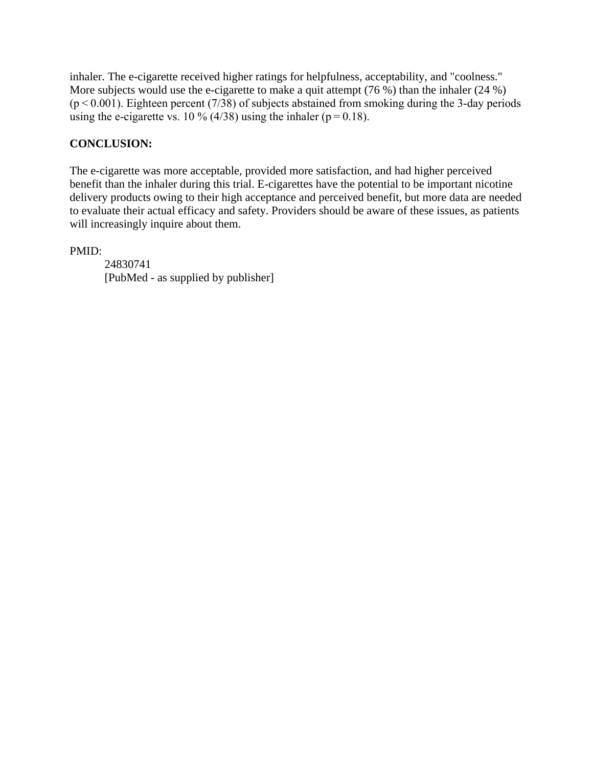inhaler. The e-cigarette received higher ratings for helpfulness, acceptability, and "coolness." More subjects would use the e-cigarette to make a quit attempt (76 %) than the inhaler (24 %) ($p < 0.001$). Eighteen percent (7/38) of subjects abstained from smoking during the 3-day periods using the e-cigarette vs. 10 % (4/38) using the inhaler ($p = 0.18$).

**CONCLUSION:**

The e-cigarette was more acceptable, provided more satisfaction, and had higher perceived benefit than the inhaler during this trial. E-cigarettes have the potential to be important nicotine delivery products owing to their high acceptance and perceived benefit, but more data are needed to evaluate their actual efficacy and safety. Providers should be aware of these issues, as patients will increasingly inquire about them.

PMID:

24830741
[PubMed - as supplied by publisher]